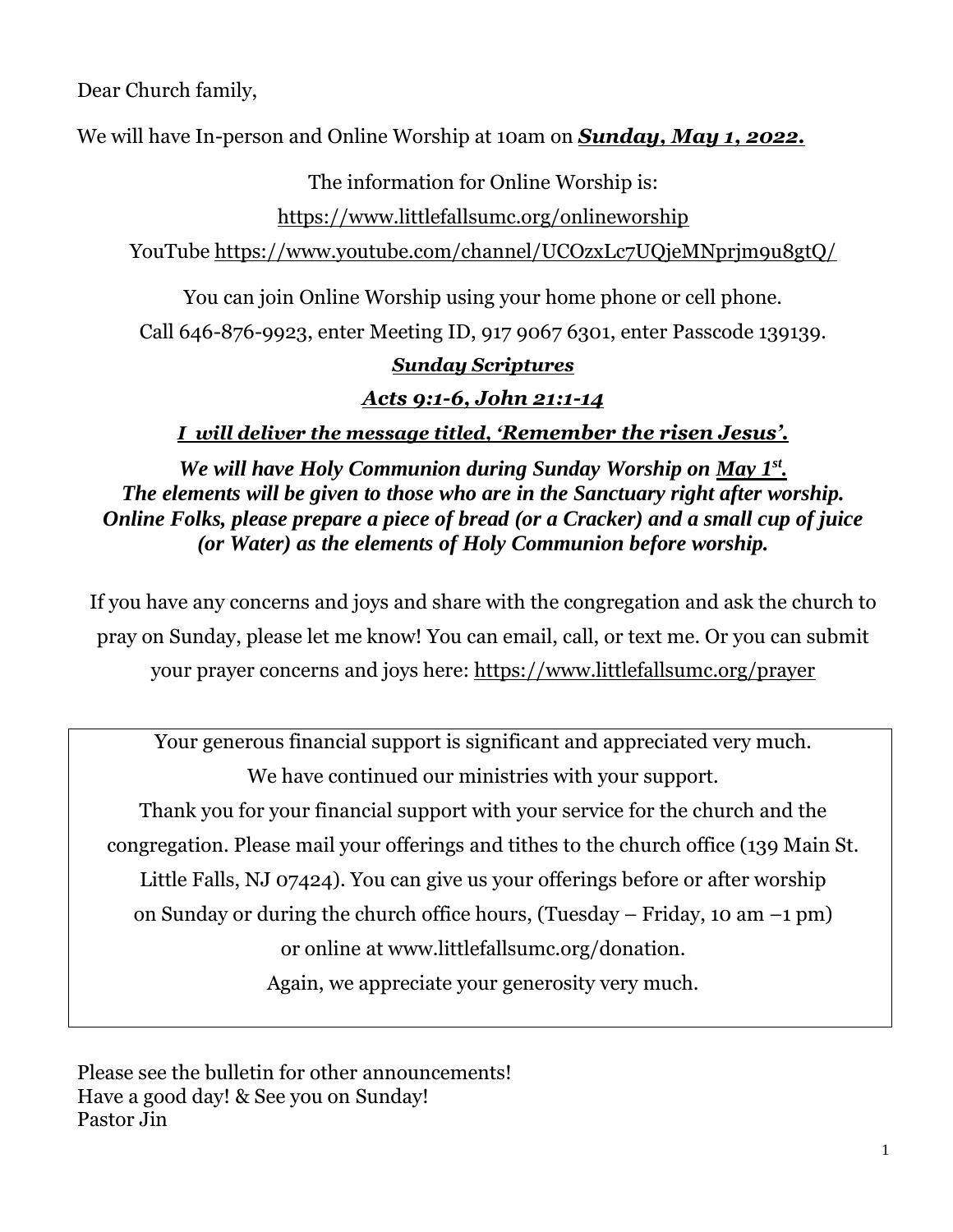Dear Church family,

We will have In-person and Online Worship at 10am on ***Sunday, May 1, 2022.***

The information for Online Worship is:

https://www.littlefallsumc.org/onlineworship

YouTube https://www.youtube.com/channel/UCOzxLc7UQjeMNprjm9u8gtQ/

You can join Online Worship using your home phone or cell phone.

Call 646-876-9923, enter Meeting ID, 917 9067 6301, enter Passcode 139139.

***Sunday Scriptures***

***Acts 9:1-6, John 21:1-14***

***I will deliver the message titled, 'Remember the risen Jesus'.***

***We will have Holy Communion during Sunday Worship on May 1st.***
***The elements will be given to those who are in the Sanctuary right after worship.***
***Online Folks, please prepare a piece of bread (or a Cracker) and a small cup of juice (or Water) as the elements of Holy Communion before worship.***

If you have any concerns and joys and share with the congregation and ask the church to pray on Sunday, please let me know! You can email, call, or text me. Or you can submit your prayer concerns and joys here: https://www.littlefallsumc.org/prayer

Your generous financial support is significant and appreciated very much.
We have continued our ministries with your support.
Thank you for your financial support with your service for the church and the congregation. Please mail your offerings and tithes to the church office (139 Main St. Little Falls, NJ 07424). You can give us your offerings before or after worship on Sunday or during the church office hours, (Tuesday – Friday, 10 am –1 pm) or online at www.littlefallsumc.org/donation.
Again, we appreciate your generosity very much.

Please see the bulletin for other announcements!
Have a good day! & See you on Sunday!
Pastor Jin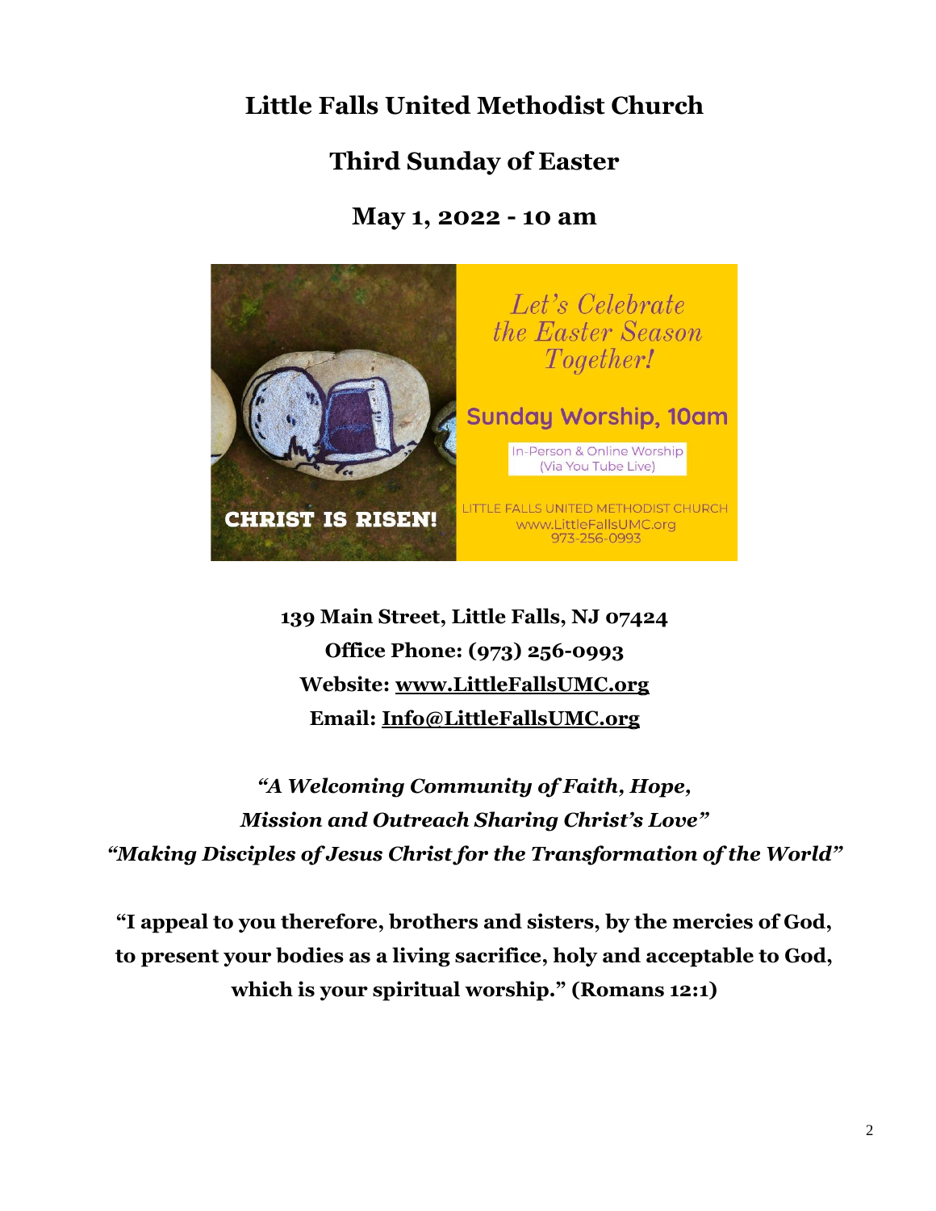# Little Falls United Methodist Church

## Third Sunday of Easter

## May 1, 2022 - 10 am

Let's Celebrate the Easter Season Together!

Sunday Worship, 10am

In-Person & Online Worship (Via You Tube Live)

CHRIST IS RISEN!

LITTLE FALLS UNITED METHODIST CHURCH
www.LittleFallsUMC.org
973-256-0993

**139 Main Street, Little Falls, NJ 07424**

**Office Phone: (973) 256-0993**

**Website: www.LittleFallsUMC.org**

**Email: Info@LittleFallsUMC.org**

***"A Welcoming Community of Faith, Hope,***
***Mission and Outreach Sharing Christ's Love"***
***"Making Disciples of Jesus Christ for the Transformation of the World"***

**"I appeal to you therefore, brothers and sisters, by the mercies of God, to present your bodies as a living sacrifice, holy and acceptable to God, which is your spiritual worship." (Romans 12:1)**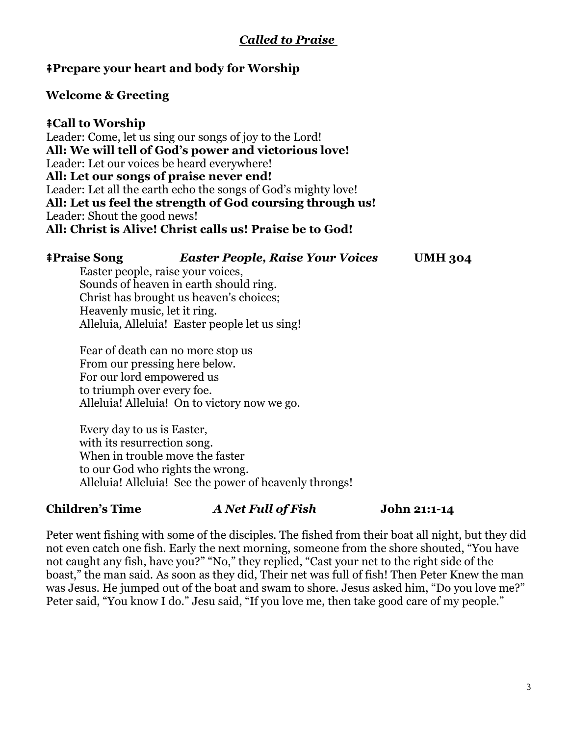## *Called to Praise*

**‡Prepare your heart and body for Worship**

**Welcome & Greeting**

**‡Call to Worship**

Leader: Come, let us sing our songs of joy to the Lord!
**All: We will tell of God's power and victorious love!**
Leader: Let our voices be heard everywhere!
**All: Let our songs of praise never end!**
Leader: Let all the earth echo the songs of God's mighty love!
**All: Let us feel the strength of God coursing through us!**
Leader: Shout the good news!
**All: Christ is Alive! Christ calls us! Praise be to God!**

**‡Praise Song** ***Easter People, Raise Your Voices*** **UMH 304**

Easter people, raise your voices,
Sounds of heaven in earth should ring.
Christ has brought us heaven's choices;
Heavenly music, let it ring.
Alleluia, Alleluia! Easter people let us sing!

Fear of death can no more stop us
From our pressing here below.
For our lord empowered us
to triumph over every foe.
Alleluia! Alleluia! On to victory now we go.

Every day to us is Easter,
with its resurrection song.
When in trouble move the faster
to our God who rights the wrong.
Alleluia! Alleluia! See the power of heavenly throngs!

**Children's Time** ***A Net Full of Fish*** **John 21:1-14**

Peter went fishing with some of the disciples. The fished from their boat all night, but they did not even catch one fish. Early the next morning, someone from the shore shouted, "You have not caught any fish, have you?" "No," they replied, "Cast your net to the right side of the boast," the man said. As soon as they did, Their net was full of fish! Then Peter Knew the man was Jesus. He jumped out of the boat and swam to shore. Jesus asked him, "Do you love me?" Peter said, "You know I do." Jesu said, "If you love me, then take good care of my people."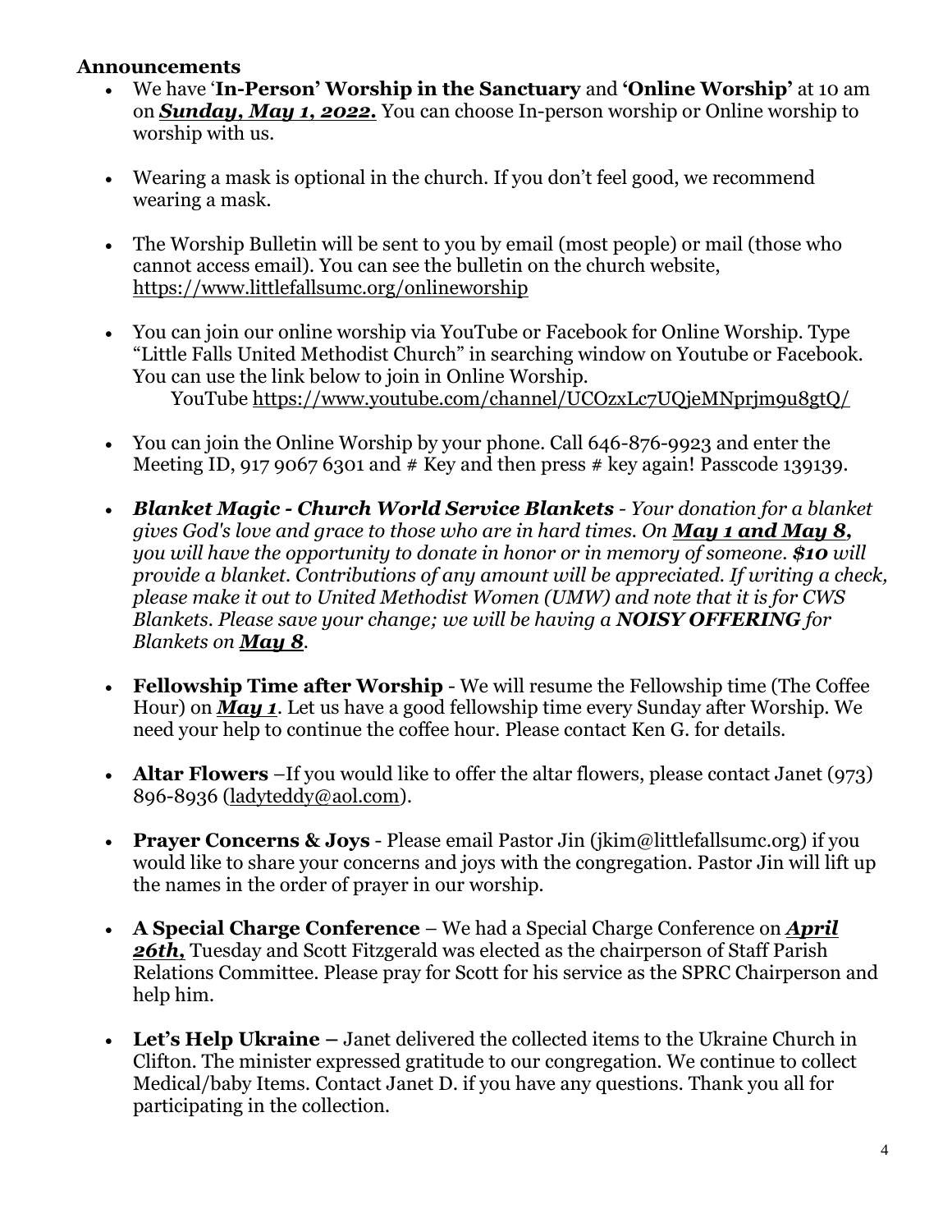## Announcements

- We have '**In-Person' Worship in the Sanctuary** and **'Online Worship'** at 10 am on ***Sunday, May 1, 2022.*** You can choose In-person worship or Online worship to worship with us.

- Wearing a mask is optional in the church. If you don't feel good, we recommend wearing a mask.

- The Worship Bulletin will be sent to you by email (most people) or mail (those who cannot access email). You can see the bulletin on the church website, https://www.littlefallsumc.org/onlineworship

- You can join our online worship via YouTube or Facebook for Online Worship. Type "Little Falls United Methodist Church" in searching window on Youtube or Facebook. You can use the link below to join in Online Worship.
  YouTube https://www.youtube.com/channel/UCOzxLc7UQjeMNprjm9u8gtQ/

- You can join the Online Worship by your phone. Call 646-876-9923 and enter the Meeting ID, 917 9067 6301 and # Key and then press # key again! Passcode 139139.

- ***Blanket Magic - Church World Service Blankets*** *- Your donation for a blanket gives God's love and grace to those who are in hard times. On **May 1 and May 8,** you will have the opportunity to donate in honor or in memory of someone. **$10** will provide a blanket. Contributions of any amount will be appreciated. If writing a check, please make it out to United Methodist Women (UMW) and note that it is for CWS Blankets. Please save your change; we will be having a **NOISY OFFERING** for Blankets on **May 8**.*

- **Fellowship Time after Worship** - We will resume the Fellowship time (The Coffee Hour) on ***May 1***. Let us have a good fellowship time every Sunday after Worship. We need your help to continue the coffee hour. Please contact Ken G. for details.

- **Altar Flowers** –If you would like to offer the altar flowers, please contact Janet (973) 896-8936 (ladyteddy@aol.com).

- **Prayer Concerns & Joys** - Please email Pastor Jin (jkim@littlefallsumc.org) if you would like to share your concerns and joys with the congregation. Pastor Jin will lift up the names in the order of prayer in our worship.

- **A Special Charge Conference** – We had a Special Charge Conference on ***April 26th,*** Tuesday and Scott Fitzgerald was elected as the chairperson of Staff Parish Relations Committee. Please pray for Scott for his service as the SPRC Chairperson and help him.

- **Let's Help Ukraine –** Janet delivered the collected items to the Ukraine Church in Clifton. The minister expressed gratitude to our congregation. We continue to collect Medical/baby Items. Contact Janet D. if you have any questions. Thank you all for participating in the collection.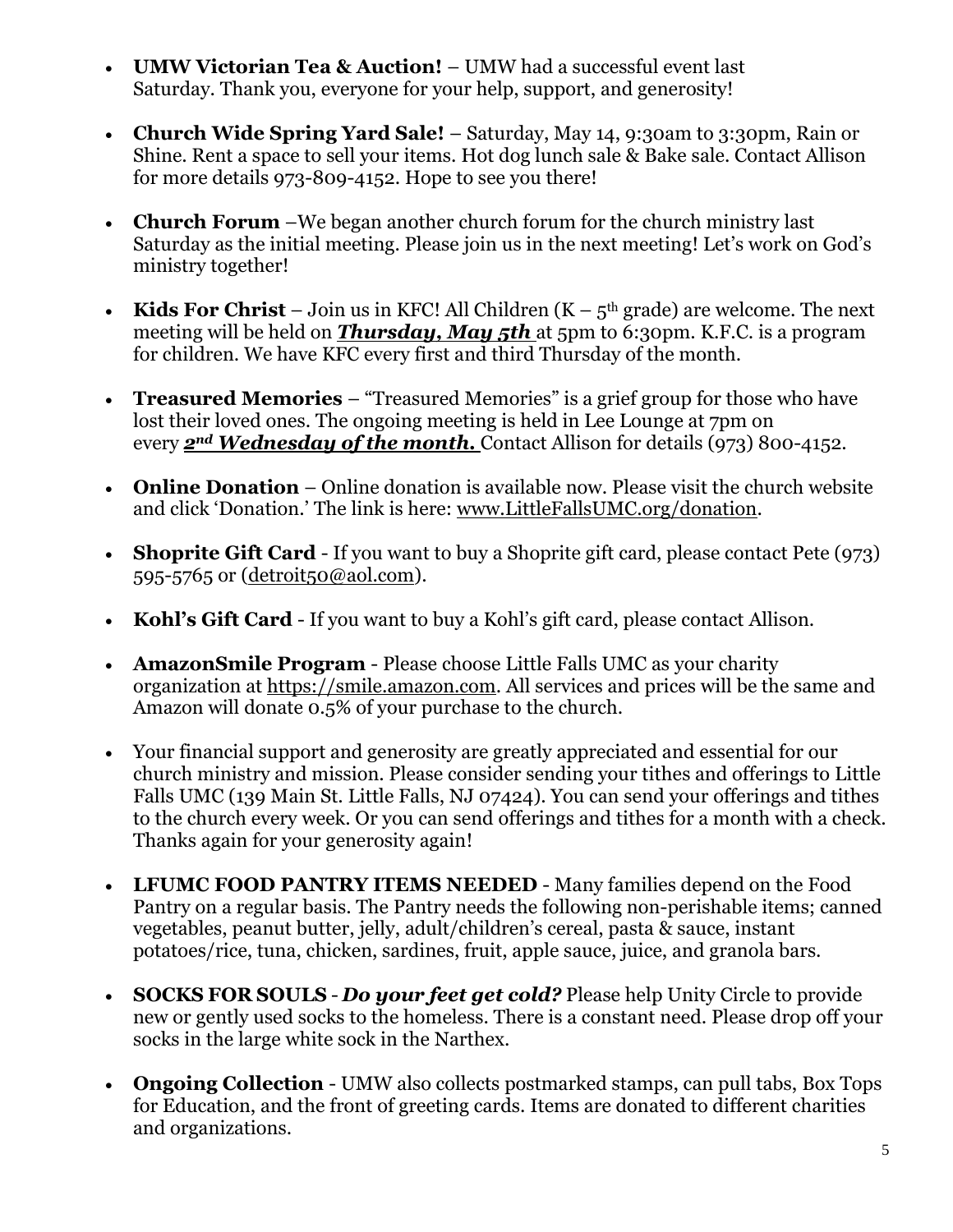- **UMW Victorian Tea & Auction!** – UMW had a successful event last Saturday. Thank you, everyone for your help, support, and generosity!

- **Church Wide Spring Yard Sale!** – Saturday, May 14, 9:30am to 3:30pm, Rain or Shine. Rent a space to sell your items. Hot dog lunch sale & Bake sale. Contact Allison for more details 973-809-4152. Hope to see you there!

- **Church Forum** –We began another church forum for the church ministry last Saturday as the initial meeting. Please join us in the next meeting! Let's work on God's ministry together!

- **Kids For Christ** – Join us in KFC! All Children (K – 5th grade) are welcome. The next meeting will be held on ***Thursday, May 5th*** at 5pm to 6:30pm. K.F.C. is a program for children. We have KFC every first and third Thursday of the month.

- **Treasured Memories** – "Treasured Memories" is a grief group for those who have lost their loved ones. The ongoing meeting is held in Lee Lounge at 7pm on every ***2nd Wednesday of the month.*** Contact Allison for details (973) 800-4152.

- **Online Donation** – Online donation is available now. Please visit the church website and click 'Donation.' The link is here: www.LittleFallsUMC.org/donation.

- **Shoprite Gift Card** - If you want to buy a Shoprite gift card, please contact Pete (973) 595-5765 or (detroit50@aol.com).

- **Kohl's Gift Card** - If you want to buy a Kohl's gift card, please contact Allison.

- **AmazonSmile Program** - Please choose Little Falls UMC as your charity organization at https://smile.amazon.com. All services and prices will be the same and Amazon will donate 0.5% of your purchase to the church.

- Your financial support and generosity are greatly appreciated and essential for our church ministry and mission. Please consider sending your tithes and offerings to Little Falls UMC (139 Main St. Little Falls, NJ 07424). You can send your offerings and tithes to the church every week. Or you can send offerings and tithes for a month with a check. Thanks again for your generosity again!

- **LFUMC FOOD PANTRY ITEMS NEEDED** - Many families depend on the Food Pantry on a regular basis. The Pantry needs the following non-perishable items; canned vegetables, peanut butter, jelly, adult/children's cereal, pasta & sauce, instant potatoes/rice, tuna, chicken, sardines, fruit, apple sauce, juice, and granola bars.

- **SOCKS FOR SOULS** - ***Do your feet get cold?*** Please help Unity Circle to provide new or gently used socks to the homeless. There is a constant need. Please drop off your socks in the large white sock in the Narthex.

- **Ongoing Collection** - UMW also collects postmarked stamps, can pull tabs, Box Tops for Education, and the front of greeting cards. Items are donated to different charities and organizations.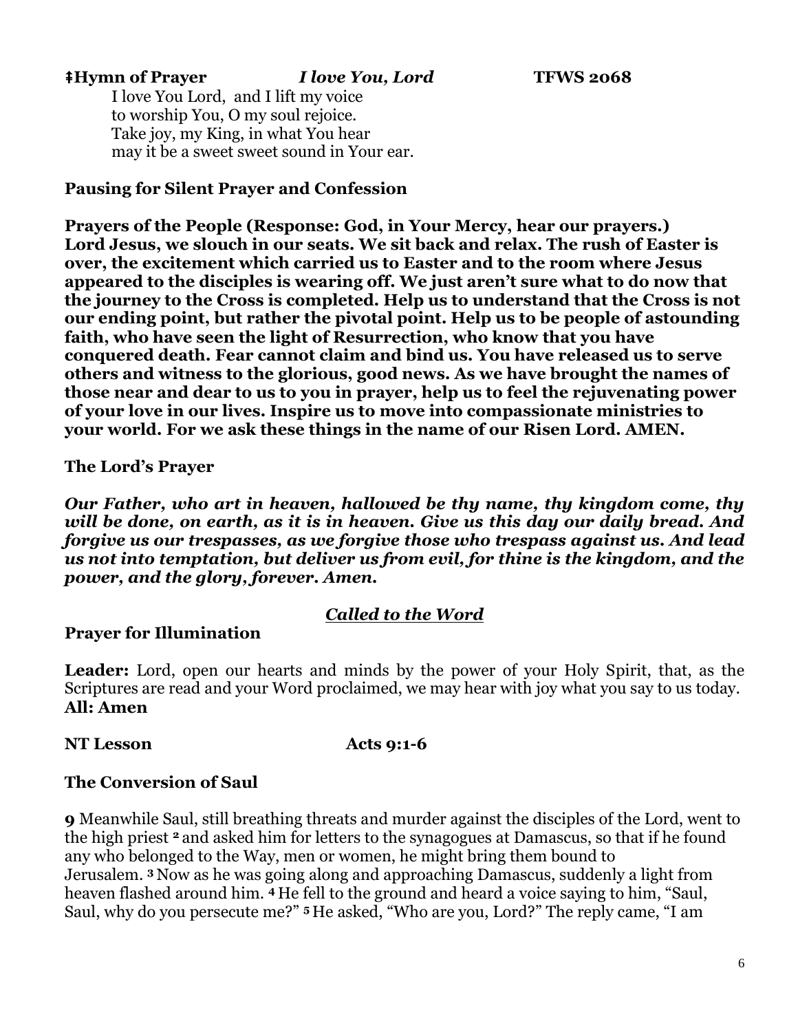**‡Hymn of Prayer** ***I love You, Lord*** **TFWS 2068**

I love You Lord, and I lift my voice
to worship You, O my soul rejoice.
Take joy, my King, in what You hear
may it be a sweet sweet sound in Your ear.

**Pausing for Silent Prayer and Confession**

**Prayers of the People (Response: God, in Your Mercy, hear our prayers.)**
**Lord Jesus, we slouch in our seats. We sit back and relax. The rush of Easter is over, the excitement which carried us to Easter and to the room where Jesus appeared to the disciples is wearing off. We just aren't sure what to do now that the journey to the Cross is completed. Help us to understand that the Cross is not our ending point, but rather the pivotal point. Help us to be people of astounding faith, who have seen the light of Resurrection, who know that you have conquered death. Fear cannot claim and bind us. You have released us to serve others and witness to the glorious, good news. As we have brought the names of those near and dear to us to you in prayer, help us to feel the rejuvenating power of your love in our lives. Inspire us to move into compassionate ministries to your world. For we ask these things in the name of our Risen Lord. AMEN.**

**The Lord's Prayer**

***Our Father, who art in heaven, hallowed be thy name, thy kingdom come, thy will be done, on earth, as it is in heaven. Give us this day our daily bread. And forgive us our trespasses, as we forgive those who trespass against us. And lead us not into temptation, but deliver us from evil, for thine is the kingdom, and the power, and the glory, forever. Amen.***

***Called to the Word***

**Prayer for Illumination**

**Leader:** Lord, open our hearts and minds by the power of your Holy Spirit, that, as the Scriptures are read and your Word proclaimed, we may hear with joy what you say to us today.
**All: Amen**

**NT Lesson** **Acts 9:1-6**

**The Conversion of Saul**

**9** Meanwhile Saul, still breathing threats and murder against the disciples of the Lord, went to the high priest **2** and asked him for letters to the synagogues at Damascus, so that if he found any who belonged to the Way, men or women, he might bring them bound to Jerusalem. **3** Now as he was going along and approaching Damascus, suddenly a light from heaven flashed around him. **4** He fell to the ground and heard a voice saying to him, "Saul, Saul, why do you persecute me?" **5** He asked, "Who are you, Lord?" The reply came, "I am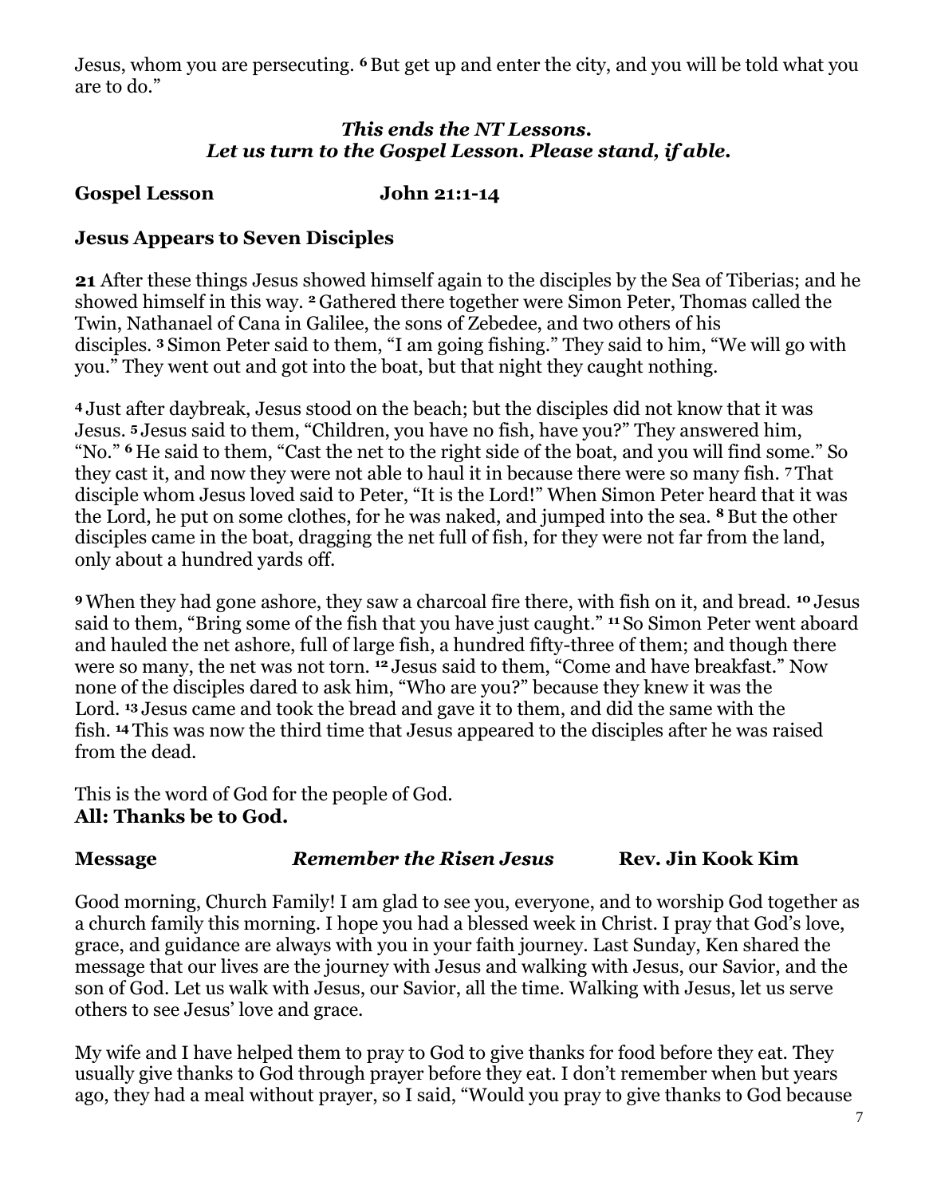Jesus, whom you are persecuting. **6** But get up and enter the city, and you will be told what you are to do."

***This ends the NT Lessons.***
***Let us turn to the Gospel Lesson. Please stand, if able.***

**Gospel Lesson John 21:1-14**

**Jesus Appears to Seven Disciples**

**21** After these things Jesus showed himself again to the disciples by the Sea of Tiberias; and he showed himself in this way. **2** Gathered there together were Simon Peter, Thomas called the Twin, Nathanael of Cana in Galilee, the sons of Zebedee, and two others of his disciples. **3** Simon Peter said to them, "I am going fishing." They said to him, "We will go with you." They went out and got into the boat, but that night they caught nothing.

**4** Just after daybreak, Jesus stood on the beach; but the disciples did not know that it was Jesus. **5** Jesus said to them, "Children, you have no fish, have you?" They answered him, "No." **6** He said to them, "Cast the net to the right side of the boat, and you will find some." So they cast it, and now they were not able to haul it in because there were so many fish. **7** That disciple whom Jesus loved said to Peter, "It is the Lord!" When Simon Peter heard that it was the Lord, he put on some clothes, for he was naked, and jumped into the sea. **8** But the other disciples came in the boat, dragging the net full of fish, for they were not far from the land, only about a hundred yards off.

**9** When they had gone ashore, they saw a charcoal fire there, with fish on it, and bread. **10** Jesus said to them, "Bring some of the fish that you have just caught." **11** So Simon Peter went aboard and hauled the net ashore, full of large fish, a hundred fifty-three of them; and though there were so many, the net was not torn. **12** Jesus said to them, "Come and have breakfast." Now none of the disciples dared to ask him, "Who are you?" because they knew it was the Lord. **13** Jesus came and took the bread and gave it to them, and did the same with the fish. **14** This was now the third time that Jesus appeared to the disciples after he was raised from the dead.

This is the word of God for the people of God.
**All: Thanks be to God.**

**Message** ***Remember the Risen Jesus*** **Rev. Jin Kook Kim**

Good morning, Church Family! I am glad to see you, everyone, and to worship God together as a church family this morning. I hope you had a blessed week in Christ. I pray that God's love, grace, and guidance are always with you in your faith journey. Last Sunday, Ken shared the message that our lives are the journey with Jesus and walking with Jesus, our Savior, and the son of God. Let us walk with Jesus, our Savior, all the time. Walking with Jesus, let us serve others to see Jesus' love and grace.

My wife and I have helped them to pray to God to give thanks for food before they eat. They usually give thanks to God through prayer before they eat. I don't remember when but years ago, they had a meal without prayer, so I said, "Would you pray to give thanks to God because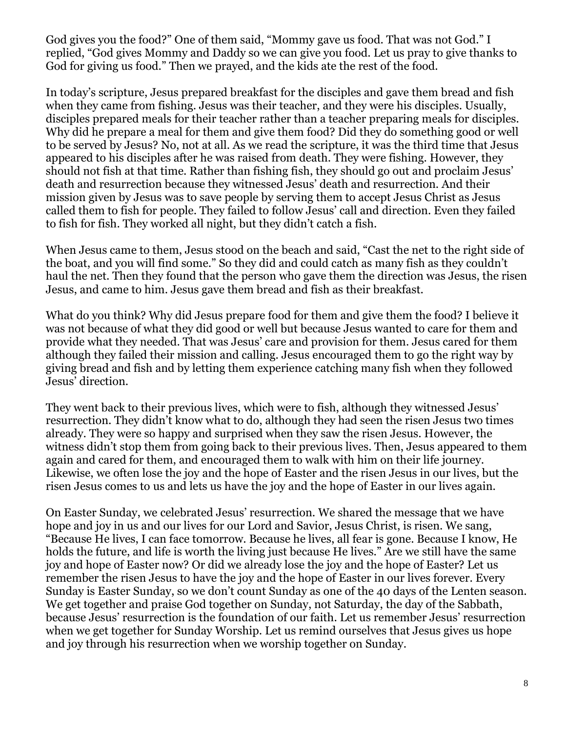God gives you the food?" One of them said, "Mommy gave us food. That was not God." I replied, "God gives Mommy and Daddy so we can give you food. Let us pray to give thanks to God for giving us food." Then we prayed, and the kids ate the rest of the food.

In today's scripture, Jesus prepared breakfast for the disciples and gave them bread and fish when they came from fishing. Jesus was their teacher, and they were his disciples. Usually, disciples prepared meals for their teacher rather than a teacher preparing meals for disciples. Why did he prepare a meal for them and give them food? Did they do something good or well to be served by Jesus? No, not at all. As we read the scripture, it was the third time that Jesus appeared to his disciples after he was raised from death. They were fishing. However, they should not fish at that time. Rather than fishing fish, they should go out and proclaim Jesus' death and resurrection because they witnessed Jesus' death and resurrection. And their mission given by Jesus was to save people by serving them to accept Jesus Christ as Jesus called them to fish for people. They failed to follow Jesus' call and direction. Even they failed to fish for fish. They worked all night, but they didn't catch a fish.

When Jesus came to them, Jesus stood on the beach and said, "Cast the net to the right side of the boat, and you will find some." So they did and could catch as many fish as they couldn't haul the net. Then they found that the person who gave them the direction was Jesus, the risen Jesus, and came to him. Jesus gave them bread and fish as their breakfast.

What do you think? Why did Jesus prepare food for them and give them the food? I believe it was not because of what they did good or well but because Jesus wanted to care for them and provide what they needed. That was Jesus' care and provision for them. Jesus cared for them although they failed their mission and calling. Jesus encouraged them to go the right way by giving bread and fish and by letting them experience catching many fish when they followed Jesus' direction.

They went back to their previous lives, which were to fish, although they witnessed Jesus' resurrection. They didn't know what to do, although they had seen the risen Jesus two times already. They were so happy and surprised when they saw the risen Jesus. However, the witness didn't stop them from going back to their previous lives. Then, Jesus appeared to them again and cared for them, and encouraged them to walk with him on their life journey. Likewise, we often lose the joy and the hope of Easter and the risen Jesus in our lives, but the risen Jesus comes to us and lets us have the joy and the hope of Easter in our lives again.

On Easter Sunday, we celebrated Jesus' resurrection. We shared the message that we have hope and joy in us and our lives for our Lord and Savior, Jesus Christ, is risen. We sang, "Because He lives, I can face tomorrow. Because he lives, all fear is gone. Because I know, He holds the future, and life is worth the living just because He lives." Are we still have the same joy and hope of Easter now? Or did we already lose the joy and the hope of Easter? Let us remember the risen Jesus to have the joy and the hope of Easter in our lives forever. Every Sunday is Easter Sunday, so we don't count Sunday as one of the 40 days of the Lenten season. We get together and praise God together on Sunday, not Saturday, the day of the Sabbath, because Jesus' resurrection is the foundation of our faith. Let us remember Jesus' resurrection when we get together for Sunday Worship. Let us remind ourselves that Jesus gives us hope and joy through his resurrection when we worship together on Sunday.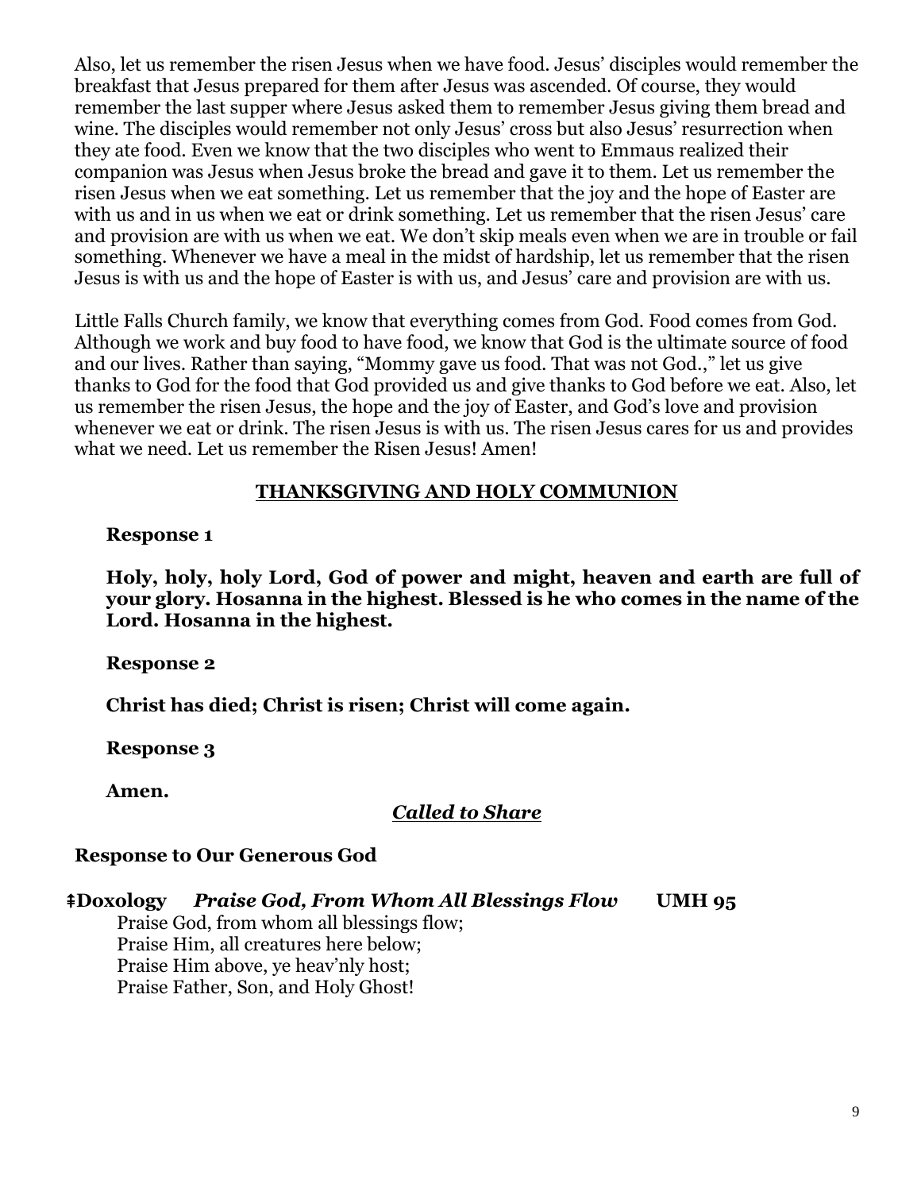Also, let us remember the risen Jesus when we have food. Jesus' disciples would remember the breakfast that Jesus prepared for them after Jesus was ascended. Of course, they would remember the last supper where Jesus asked them to remember Jesus giving them bread and wine. The disciples would remember not only Jesus' cross but also Jesus' resurrection when they ate food. Even we know that the two disciples who went to Emmaus realized their companion was Jesus when Jesus broke the bread and gave it to them. Let us remember the risen Jesus when we eat something. Let us remember that the joy and the hope of Easter are with us and in us when we eat or drink something. Let us remember that the risen Jesus' care and provision are with us when we eat. We don't skip meals even when we are in trouble or fail something. Whenever we have a meal in the midst of hardship, let us remember that the risen Jesus is with us and the hope of Easter is with us, and Jesus' care and provision are with us.

Little Falls Church family, we know that everything comes from God. Food comes from God. Although we work and buy food to have food, we know that God is the ultimate source of food and our lives. Rather than saying, "Mommy gave us food. That was not God.," let us give thanks to God for the food that God provided us and give thanks to God before we eat. Also, let us remember the risen Jesus, the hope and the joy of Easter, and God's love and provision whenever we eat or drink. The risen Jesus is with us. The risen Jesus cares for us and provides what we need. Let us remember the Risen Jesus! Amen!

## THANKSGIVING AND HOLY COMMUNION

**Response 1**

**Holy, holy, holy Lord, God of power and might, heaven and earth are full of your glory. Hosanna in the highest. Blessed is he who comes in the name of the Lord. Hosanna in the highest.**

**Response 2**

**Christ has died; Christ is risen; Christ will come again.**

**Response 3**

**Amen.**

## *Called to Share*

**Response to Our Generous God**

**⇞Doxology** ***Praise God, From Whom All Blessings Flow*** **UMH 95**

Praise God, from whom all blessings flow;
Praise Him, all creatures here below;
Praise Him above, ye heav'nly host;
Praise Father, Son, and Holy Ghost!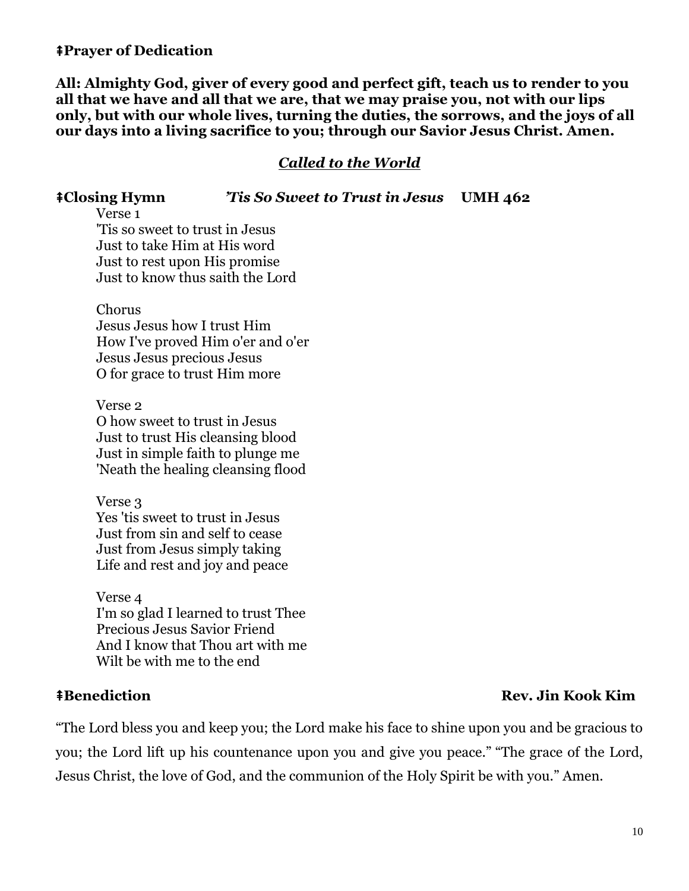**‡Prayer of Dedication**

**All: Almighty God, giver of every good and perfect gift, teach us to render to you all that we have and all that we are, that we may praise you, not with our lips only, but with our whole lives, turning the duties, the sorrows, and the joys of all our days into a living sacrifice to you; through our Savior Jesus Christ. Amen.**

## ***Called to the World***

**‡Closing Hymn** ***'Tis So Sweet to Trust in Jesus*** **UMH 462**

Verse 1
'Tis so sweet to trust in Jesus
Just to take Him at His word
Just to rest upon His promise
Just to know thus saith the Lord

Chorus
Jesus Jesus how I trust Him
How I've proved Him o'er and o'er
Jesus Jesus precious Jesus
O for grace to trust Him more

Verse 2
O how sweet to trust in Jesus
Just to trust His cleansing blood
Just in simple faith to plunge me
'Neath the healing cleansing flood

Verse 3
Yes 'tis sweet to trust in Jesus
Just from sin and self to cease
Just from Jesus simply taking
Life and rest and joy and peace

Verse 4
I'm so glad I learned to trust Thee
Precious Jesus Savior Friend
And I know that Thou art with me
Wilt be with me to the end

**‡Benediction** **Rev. Jin Kook Kim**

"The Lord bless you and keep you; the Lord make his face to shine upon you and be gracious to you; the Lord lift up his countenance upon you and give you peace." "The grace of the Lord, Jesus Christ, the love of God, and the communion of the Holy Spirit be with you." Amen.